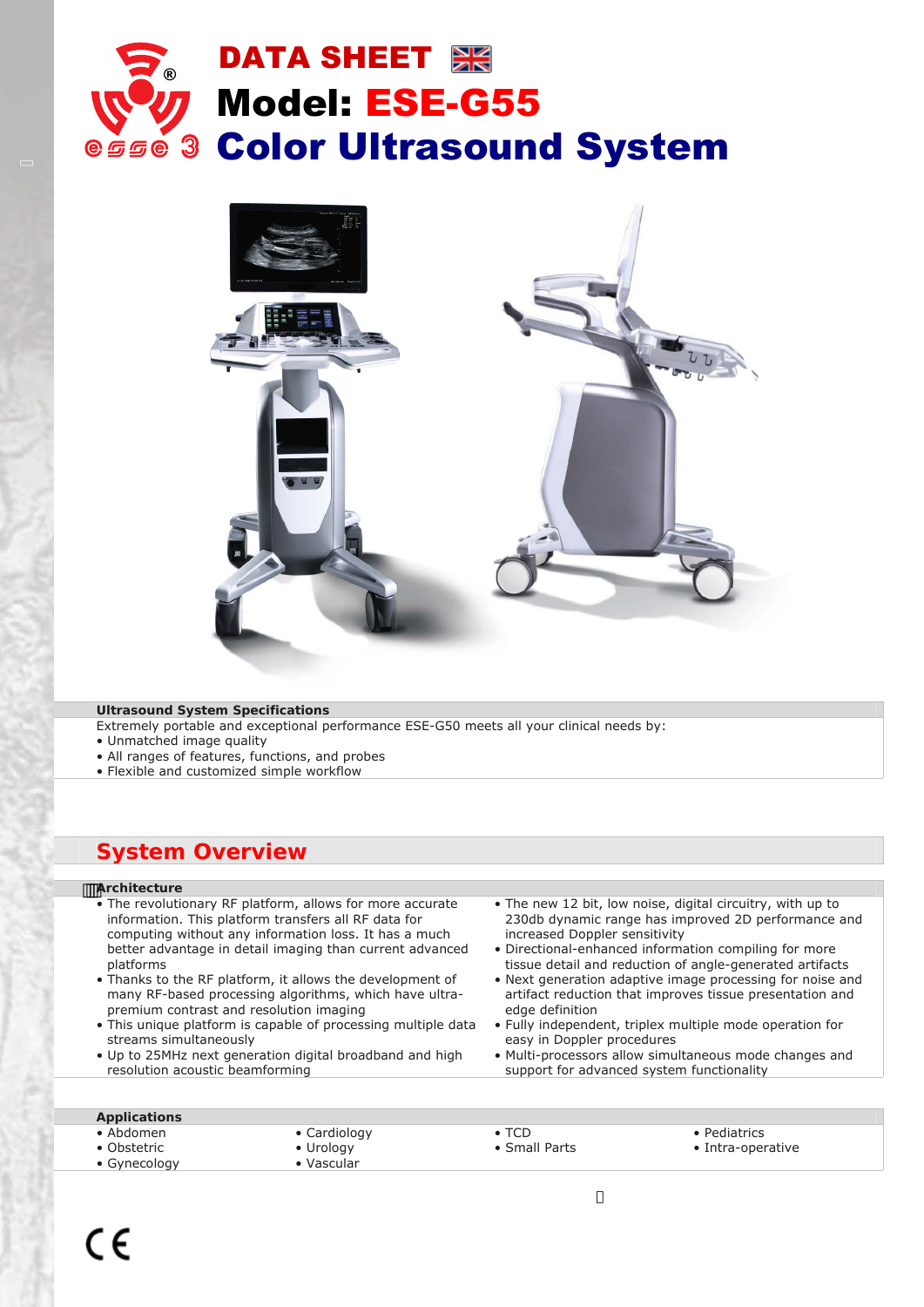# DATA SHEET

# Model: ESE-G55

# Color Ultrasound System

**Ultrasound System Specifications**

Extremely portable and exceptional performance ESE-G50 meets all your clinical needs by:

- Unmatched image quality
- All ranges of features, functions, and probes
- Flexible and customized simple workflow

## System Overview

**Architecture**

- The revolutionary RF platform, allows for more accurate information. This platform transfers all RF data for computing without any information loss. It has a much better advantage in detail imaging than current advanced platforms
- Thanks to the RF platform, it allows the development of many RF-based processing algorithms, which have ultra-premium contrast and resolution imaging
- This unique platform is capable of processing multiple data streams simultaneously
- Up to 25MHz next generation digital broadband and high resolution acoustic beamforming
- The new 12 bit, low noise, digital circuitry, with up to 230db dynamic range has improved 2D performance and increased Doppler sensitivity
- Directional-enhanced information compiling for more tissue detail and reduction of angle-generated artifacts
- Next generation adaptive image processing for noise and artifact reduction that improves tissue presentation and edge definition
- Fully independent, triplex multiple mode operation for easy in Doppler procedures
- Multi-processors allow simultaneous mode changes and support for advanced system functionality

**Applications**

- Abdomen
- Obstetric
- Gynecology
- Cardiology
- Urology
- Vascular
- TCD
- Small Parts
- Pediatrics
- Intra-operative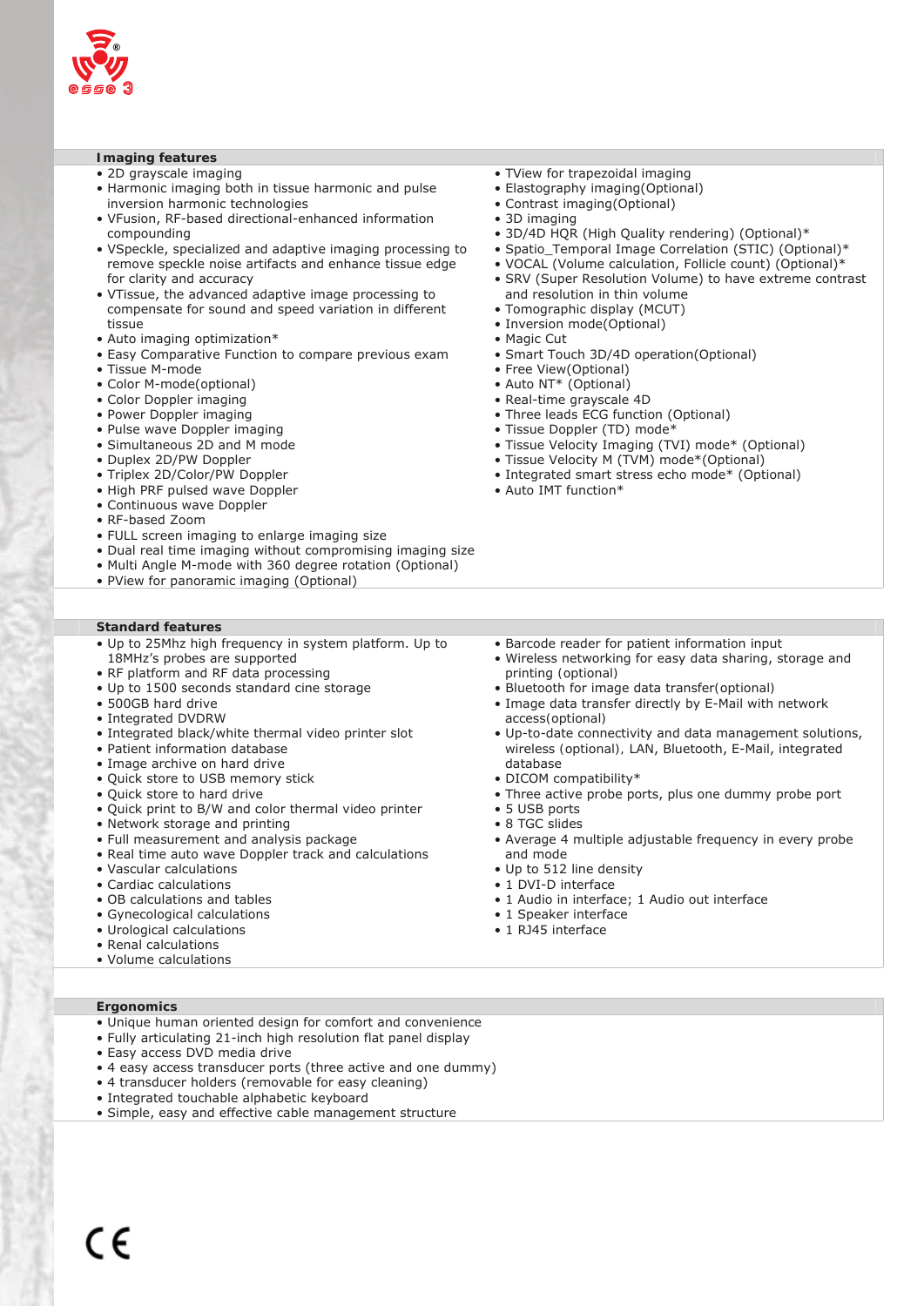## Imaging features

- 2D grayscale imaging
- Harmonic imaging both in tissue harmonic and pulse inversion harmonic technologies
- VFusion, RF-based directional-enhanced information compounding
- VSpeckle, specialized and adaptive imaging processing to remove speckle noise artifacts and enhance tissue edge for clarity and accuracy
- VTissue, the advanced adaptive image processing to compensate for sound and speed variation in different tissue
- Auto imaging optimization*
- Easy Comparative Function to compare previous exam
- Tissue M-mode
- Color M-mode(optional)
- Color Doppler imaging
- Power Doppler imaging
- Pulse wave Doppler imaging
- Simultaneous 2D and M mode
- Duplex 2D/PW Doppler
- Triplex 2D/Color/PW Doppler
- High PRF pulsed wave Doppler
- Continuous wave Doppler
- RF-based Zoom
- FULL screen imaging to enlarge imaging size
- Dual real time imaging without compromising imaging size
- Multi Angle M-mode with 360 degree rotation (Optional)
- PView for panoramic imaging (Optional)
- TView for trapezoidal imaging
- Elastography imaging(Optional)
- Contrast imaging(Optional)
- 3D imaging
- 3D/4D HQR (High Quality rendering) (Optional)*
- Spatio_Temporal Image Correlation (STIC) (Optional)*
- VOCAL (Volume calculation, Follicle count) (Optional)*
- SRV (Super Resolution Volume) to have extreme contrast and resolution in thin volume
- Tomographic display (MCUT)
- Inversion mode(Optional)
- Magic Cut
- Smart Touch 3D/4D operation(Optional)
- Free View(Optional)
- Auto NT* (Optional)
- Real-time grayscale 4D
- Three leads ECG function (Optional)
- Tissue Doppler (TD) mode*
- Tissue Velocity Imaging (TVI) mode* (Optional)
- Tissue Velocity M (TVM) mode*(Optional)
- Integrated smart stress echo mode* (Optional)
- Auto IMT function*

## Standard features

- Up to 25Mhz high frequency in system platform. Up to 18MHz's probes are supported
- RF platform and RF data processing
- Up to 1500 seconds standard cine storage
- 500GB hard drive
- Integrated DVDRW
- Integrated black/white thermal video printer slot
- Patient information database
- Image archive on hard drive
- Quick store to USB memory stick
- Quick store to hard drive
- Quick print to B/W and color thermal video printer
- Network storage and printing
- Full measurement and analysis package
- Real time auto wave Doppler track and calculations
- Vascular calculations
- Cardiac calculations
- OB calculations and tables
- Gynecological calculations
- Urological calculations
- Renal calculations
- Volume calculations
- Barcode reader for patient information input
- Wireless networking for easy data sharing, storage and printing (optional)
- Bluetooth for image data transfer(optional)
- Image data transfer directly by E-Mail with network access(optional)
- Up-to-date connectivity and data management solutions, wireless (optional), LAN, Bluetooth, E-Mail, integrated database
- DICOM compatibility*
- Three active probe ports, plus one dummy probe port
- 5 USB ports
- 8 TGC slides
- Average 4 multiple adjustable frequency in every probe and mode
- Up to 512 line density
- 1 DVI-D interface
- 1 Audio in interface; 1 Audio out interface
- 1 Speaker interface
- 1 RJ45 interface

## Ergonomics

- Unique human oriented design for comfort and convenience
- Fully articulating 21-inch high resolution flat panel display
- Easy access DVD media drive
- 4 easy access transducer ports (three active and one dummy)
- 4 transducer holders (removable for easy cleaning)
- Integrated touchable alphabetic keyboard
- Simple, easy and effective cable management structure

CE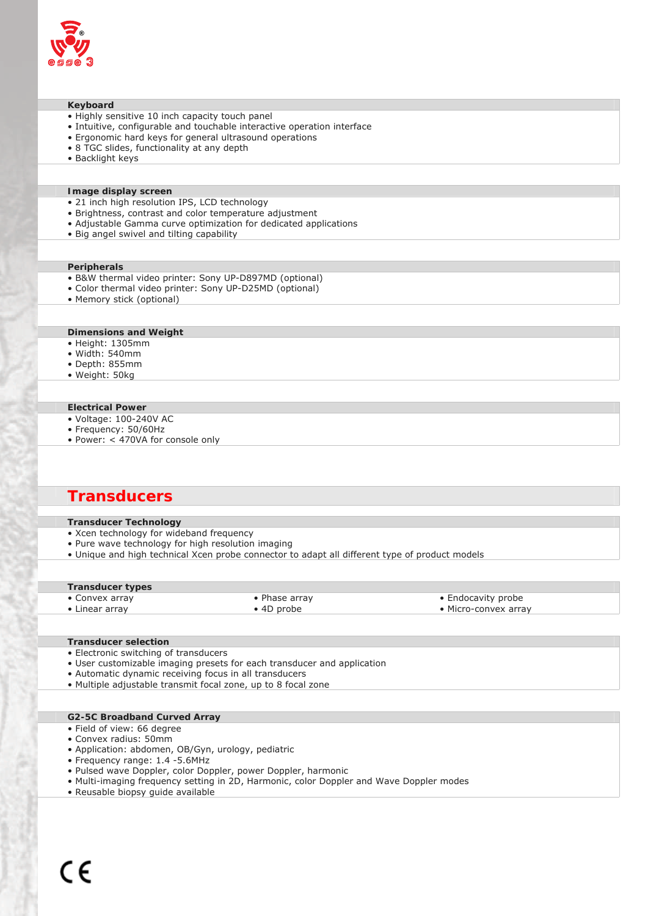### Keyboard

- Highly sensitive 10 inch capacity touch panel
- Intuitive, configurable and touchable interactive operation interface
- Ergonomic hard keys for general ultrasound operations
- 8 TGC slides, functionality at any depth
- Backlight keys

### Image display screen

- 21 inch high resolution IPS, LCD technology
- Brightness, contrast and color temperature adjustment
- Adjustable Gamma curve optimization for dedicated applications
- Big angel swivel and tilting capability

### Peripherals

- B&W thermal video printer: Sony UP-D897MD (optional)
- Color thermal video printer: Sony UP-D25MD (optional)
- Memory stick (optional)

### Dimensions and Weight

- Height: 1305mm
- Width: 540mm
- Depth: 855mm
- Weight: 50kg

### Electrical Power

- Voltage: 100-240V AC
- Frequency: 50/60Hz
- Power: < 470VA for console only

## Transducers

### Transducer Technology

- Xcen technology for wideband frequency
- Pure wave technology for high resolution imaging
- Unique and high technical Xcen probe connector to adapt all different type of product models

### Transducer types

- Convex array
- Linear array
- Phase array
- 4D probe
- Endocavity probe
- Micro-convex array

### Transducer selection

- Electronic switching of transducers
- User customizable imaging presets for each transducer and application
- Automatic dynamic receiving focus in all transducers
- Multiple adjustable transmit focal zone, up to 8 focal zone

### G2-5C Broadband Curved Array

- Field of view: 66 degree
- Convex radius: 50mm
- Application: abdomen, OB/Gyn, urology, pediatric
- Frequency range: 1.4 -5.6MHz
- Pulsed wave Doppler, color Doppler, power Doppler, harmonic
- Multi-imaging frequency setting in 2D, Harmonic, color Doppler and Wave Doppler modes
- Reusable biopsy guide available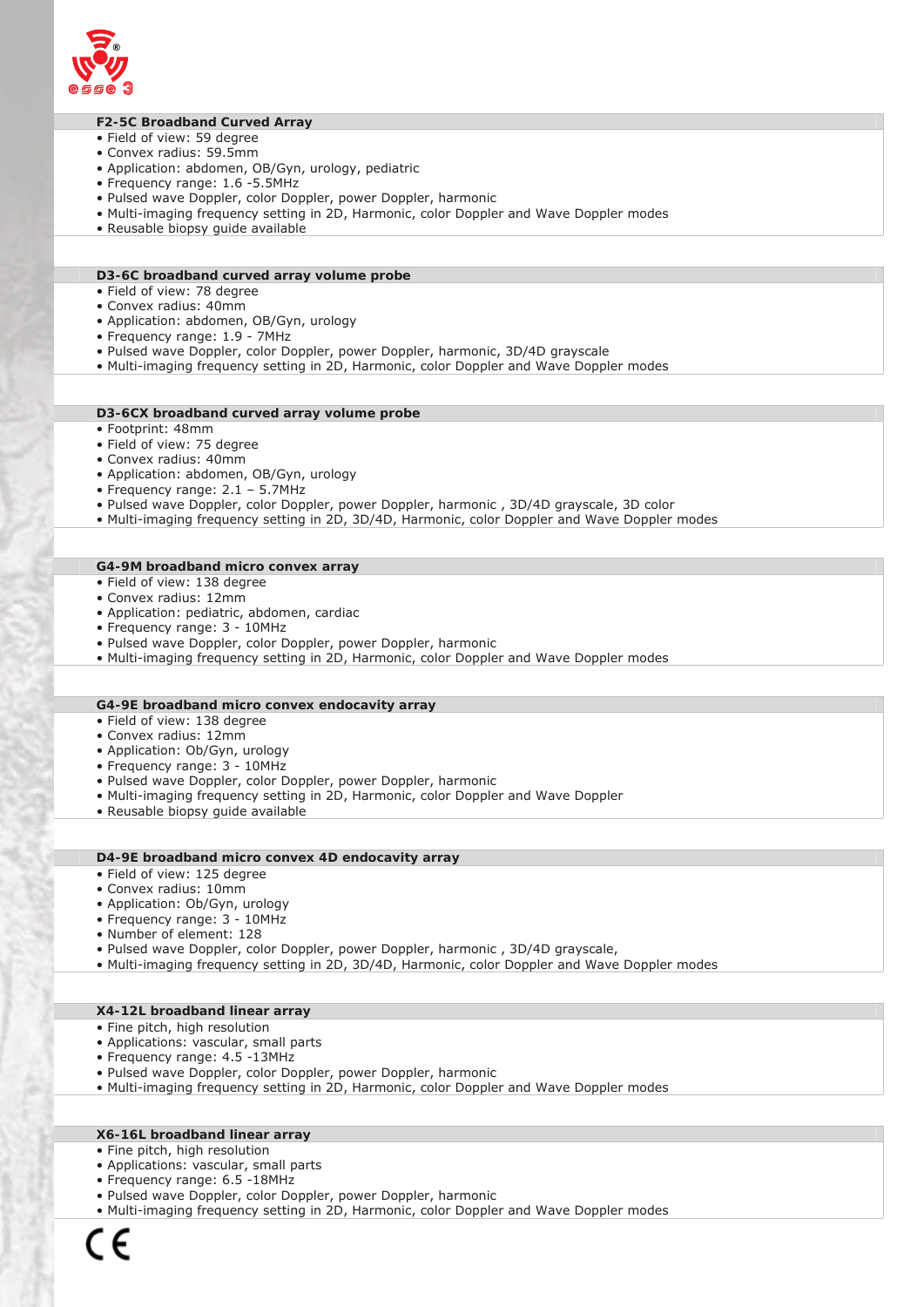### F2-5C Broadband Curved Array

- Field of view: 59 degree
- Convex radius: 59.5mm
- Application: abdomen, OB/Gyn, urology, pediatric
- Frequency range: 1.6 -5.5MHz
- Pulsed wave Doppler, color Doppler, power Doppler, harmonic
- Multi-imaging frequency setting in 2D, Harmonic, color Doppler and Wave Doppler modes
- Reusable biopsy guide available

### D3-6C broadband curved array volume probe

- Field of view: 78 degree
- Convex radius: 40mm
- Application: abdomen, OB/Gyn, urology
- Frequency range: 1.9 - 7MHz
- Pulsed wave Doppler, color Doppler, power Doppler, harmonic, 3D/4D grayscale
- Multi-imaging frequency setting in 2D, Harmonic, color Doppler and Wave Doppler modes

### D3-6CX broadband curved array volume probe

- Footprint: 48mm
- Field of view: 75 degree
- Convex radius: 40mm
- Application: abdomen, OB/Gyn, urology
- Frequency range: 2.1 – 5.7MHz
- Pulsed wave Doppler, color Doppler, power Doppler, harmonic , 3D/4D grayscale, 3D color
- Multi-imaging frequency setting in 2D, 3D/4D, Harmonic, color Doppler and Wave Doppler modes

### G4-9M broadband micro convex array

- Field of view: 138 degree
- Convex radius: 12mm
- Application: pediatric, abdomen, cardiac
- Frequency range: 3 - 10MHz
- Pulsed wave Doppler, color Doppler, power Doppler, harmonic
- Multi-imaging frequency setting in 2D, Harmonic, color Doppler and Wave Doppler modes

### G4-9E broadband micro convex endocavity array

- Field of view: 138 degree
- Convex radius: 12mm
- Application: Ob/Gyn, urology
- Frequency range: 3 - 10MHz
- Pulsed wave Doppler, color Doppler, power Doppler, harmonic
- Multi-imaging frequency setting in 2D, Harmonic, color Doppler and Wave Doppler
- Reusable biopsy guide available

### D4-9E broadband micro convex 4D endocavity array

- Field of view: 125 degree
- Convex radius: 10mm
- Application: Ob/Gyn, urology
- Frequency range: 3 - 10MHz
- Number of element: 128
- Pulsed wave Doppler, color Doppler, power Doppler, harmonic , 3D/4D grayscale,
- Multi-imaging frequency setting in 2D, 3D/4D, Harmonic, color Doppler and Wave Doppler modes

### X4-12L broadband linear array

- Fine pitch, high resolution
- Applications: vascular, small parts
- Frequency range: 4.5 -13MHz
- Pulsed wave Doppler, color Doppler, power Doppler, harmonic
- Multi-imaging frequency setting in 2D, Harmonic, color Doppler and Wave Doppler modes

### X6-16L broadband linear array

- Fine pitch, high resolution
- Applications: vascular, small parts
- Frequency range: 6.5 -18MHz
- Pulsed wave Doppler, color Doppler, power Doppler, harmonic
- Multi-imaging frequency setting in 2D, Harmonic, color Doppler and Wave Doppler modes

CE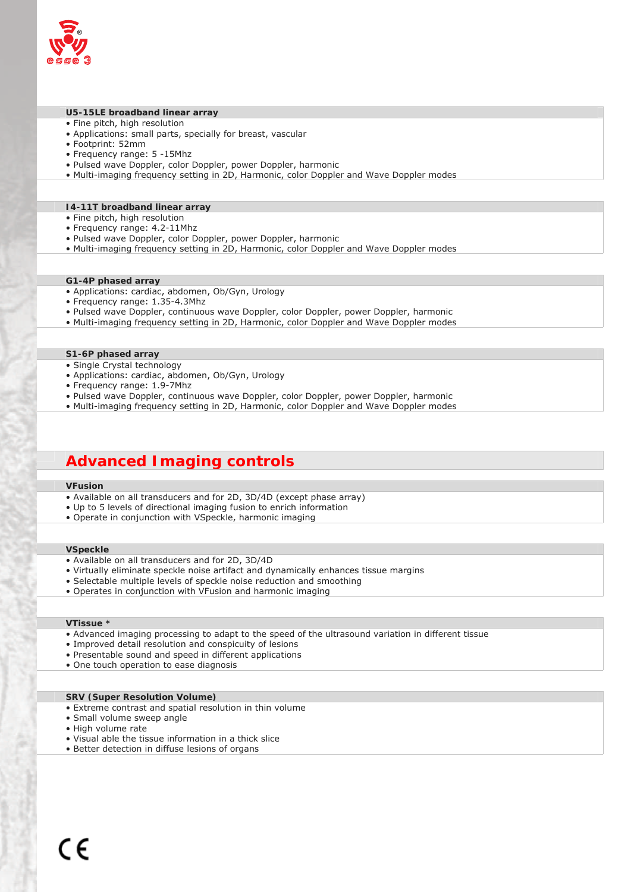### U5-15LE broadband linear array

- Fine pitch, high resolution
- Applications: small parts, specially for breast, vascular
- Footprint: 52mm
- Frequency range: 5 -15Mhz
- Pulsed wave Doppler, color Doppler, power Doppler, harmonic
- Multi-imaging frequency setting in 2D, Harmonic, color Doppler and Wave Doppler modes

### I4-11T broadband linear array

- Fine pitch, high resolution
- Frequency range: 4.2-11Mhz
- Pulsed wave Doppler, color Doppler, power Doppler, harmonic
- Multi-imaging frequency setting in 2D, Harmonic, color Doppler and Wave Doppler modes

### G1-4P phased array

- Applications: cardiac, abdomen, Ob/Gyn, Urology
- Frequency range: 1.35-4.3Mhz
- Pulsed wave Doppler, continuous wave Doppler, color Doppler, power Doppler, harmonic
- Multi-imaging frequency setting in 2D, Harmonic, color Doppler and Wave Doppler modes

### S1-6P phased array

- Single Crystal technology
- Applications: cardiac, abdomen, Ob/Gyn, Urology
- Frequency range: 1.9-7Mhz
- Pulsed wave Doppler, continuous wave Doppler, color Doppler, power Doppler, harmonic
- Multi-imaging frequency setting in 2D, Harmonic, color Doppler and Wave Doppler modes

## Advanced Imaging controls

### VFusion

- Available on all transducers and for 2D, 3D/4D (except phase array)
- Up to 5 levels of directional imaging fusion to enrich information
- Operate in conjunction with VSpeckle, harmonic imaging

### VSpeckle

- Available on all transducers and for 2D, 3D/4D
- Virtually eliminate speckle noise artifact and dynamically enhances tissue margins
- Selectable multiple levels of speckle noise reduction and smoothing
- Operates in conjunction with VFusion and harmonic imaging

### VTissue *

- Advanced imaging processing to adapt to the speed of the ultrasound variation in different tissue
- Improved detail resolution and conspicuity of lesions
- Presentable sound and speed in different applications
- One touch operation to ease diagnosis

### SRV (Super Resolution Volume)

- Extreme contrast and spatial resolution in thin volume
- Small volume sweep angle
- High volume rate
- Visual able the tissue information in a thick slice
- Better detection in diffuse lesions of organs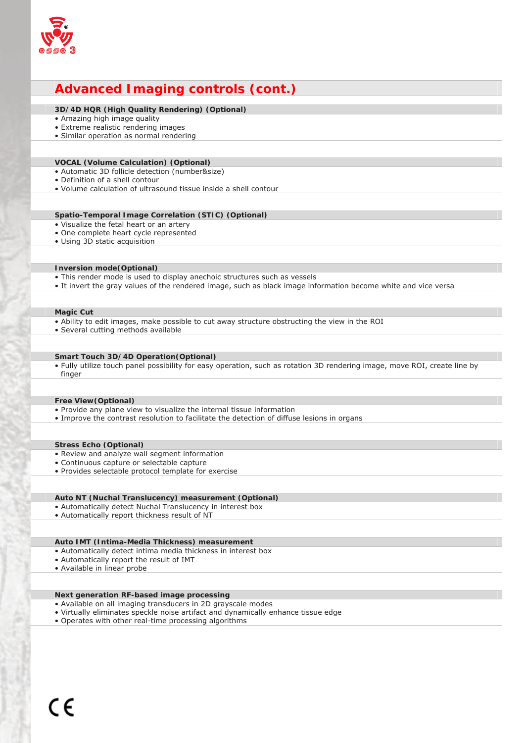## Advanced Imaging controls (cont.)

**3D/4D HQR (High Quality Rendering) (Optional)**

- Amazing high image quality
- Extreme realistic rendering images
- Similar operation as normal rendering

**VOCAL (Volume Calculation) (Optional)**

- Automatic 3D follicle detection (number&size)
- Definition of a shell contour
- Volume calculation of ultrasound tissue inside a shell contour

**Spatio-Temporal Image Correlation (STIC) (Optional)**

- Visualize the fetal heart or an artery
- One complete heart cycle represented
- Using 3D static acquisition

**Inversion mode(Optional)**

- This render mode is used to display anechoic structures such as vessels
- It invert the gray values of the rendered image, such as black image information become white and vice versa

**Magic Cut**

- Ability to edit images, make possible to cut away structure obstructing the view in the ROI
- Several cutting methods available

**Smart Touch 3D/4D Operation(Optional)**

- Fully utilize touch panel possibility for easy operation, such as rotation 3D rendering image, move ROI, create line by finger

**Free View(Optional)**

- Provide any plane view to visualize the internal tissue information
- Improve the contrast resolution to facilitate the detection of diffuse lesions in organs

**Stress Echo (Optional)**

- Review and analyze wall segment information
- Continuous capture or selectable capture
- Provides selectable protocol template for exercise

**Auto NT (Nuchal Translucency) measurement (Optional)**

- Automatically detect Nuchal Translucency in interest box
- Automatically report thickness result of NT

**Auto IMT (Intima-Media Thickness) measurement**

- Automatically detect intima media thickness in interest box
- Automatically report the result of IMT
- Available in linear probe

**Next generation RF-based image processing**

- Available on all imaging transducers in 2D grayscale modes
- Virtually eliminates speckle noise artifact and dynamically enhance tissue edge
- Operates with other real-time processing algorithms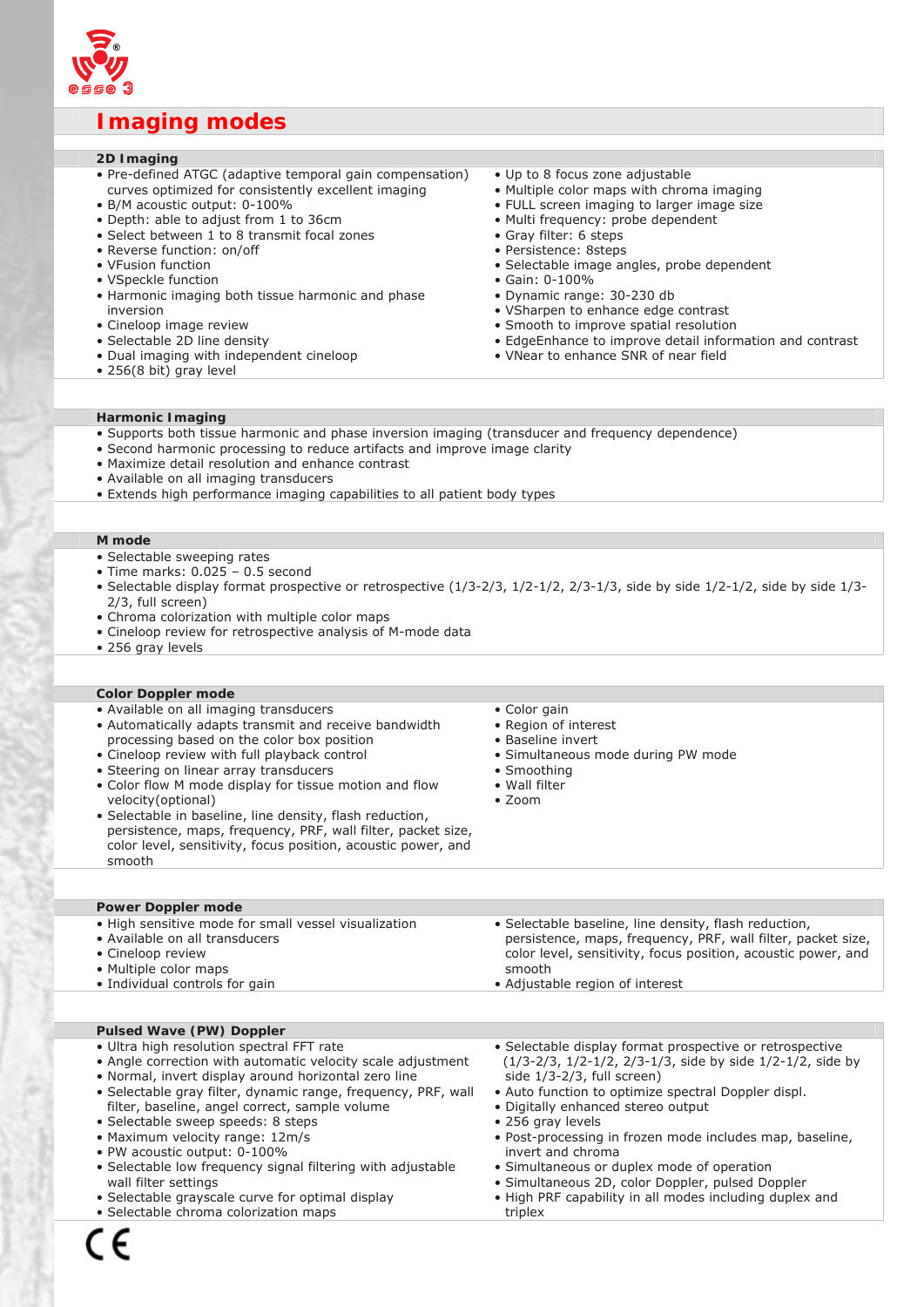# Imaging modes

## 2D Imaging

- Pre-defined ATGC (adaptive temporal gain compensation) curves optimized for consistently excellent imaging
- B/M acoustic output: 0-100%
- Depth: able to adjust from 1 to 36cm
- Select between 1 to 8 transmit focal zones
- Reverse function: on/off
- VFusion function
- VSpeckle function
- Harmonic imaging both tissue harmonic and phase inversion
- Cineloop image review
- Selectable 2D line density
- Dual imaging with independent cineloop
- 256(8 bit) gray level
- Up to 8 focus zone adjustable
- Multiple color maps with chroma imaging
- FULL screen imaging to larger image size
- Multi frequency: probe dependent
- Gray filter: 6 steps
- Persistence: 8steps
- Selectable image angles, probe dependent
- Gain: 0-100%
- Dynamic range: 30-230 db
- VSharpen to enhance edge contrast
- Smooth to improve spatial resolution
- EdgeEnhance to improve detail information and contrast
- VNear to enhance SNR of near field

## Harmonic Imaging

- Supports both tissue harmonic and phase inversion imaging (transducer and frequency dependence)
- Second harmonic processing to reduce artifacts and improve image clarity
- Maximize detail resolution and enhance contrast
- Available on all imaging transducers
- Extends high performance imaging capabilities to all patient body types

## M mode

- Selectable sweeping rates
- Time marks: 0.025 – 0.5 second
- Selectable display format prospective or retrospective (1/3-2/3, 1/2-1/2, 2/3-1/3, side by side 1/2-1/2, side by side 1/3-2/3, full screen)
- Chroma colorization with multiple color maps
- Cineloop review for retrospective analysis of M-mode data
- 256 gray levels

## Color Doppler mode

- Available on all imaging transducers
- Automatically adapts transmit and receive bandwidth processing based on the color box position
- Cineloop review with full playback control
- Steering on linear array transducers
- Color flow M mode display for tissue motion and flow velocity(optional)
- Selectable in baseline, line density, flash reduction, persistence, maps, frequency, PRF, wall filter, packet size, color level, sensitivity, focus position, acoustic power, and smooth
- Color gain
- Region of interest
- Baseline invert
- Simultaneous mode during PW mode
- Smoothing
- Wall filter
- Zoom

## Power Doppler mode

- High sensitive mode for small vessel visualization
- Available on all transducers
- Cineloop review
- Multiple color maps
- Individual controls for gain
- Selectable baseline, line density, flash reduction, persistence, maps, frequency, PRF, wall filter, packet size, color level, sensitivity, focus position, acoustic power, and smooth
- Adjustable region of interest

## Pulsed Wave (PW) Doppler

- Ultra high resolution spectral FFT rate
- Angle correction with automatic velocity scale adjustment
- Normal, invert display around horizontal zero line
- Selectable gray filter, dynamic range, frequency, PRF, wall filter, baseline, angel correct, sample volume
- Selectable sweep speeds: 8 steps
- Maximum velocity range: 12m/s
- PW acoustic output: 0-100%
- Selectable low frequency signal filtering with adjustable wall filter settings
- Selectable grayscale curve for optimal display
- Selectable chroma colorization maps
- Selectable display format prospective or retrospective (1/3-2/3, 1/2-1/2, 2/3-1/3, side by side 1/2-1/2, side by side 1/3-2/3, full screen)
- Auto function to optimize spectral Doppler displ.
- Digitally enhanced stereo output
- 256 gray levels
- Post-processing in frozen mode includes map, baseline, invert and chroma
- Simultaneous or duplex mode of operation
- Simultaneous 2D, color Doppler, pulsed Doppler
- High PRF capability in all modes including duplex and triplex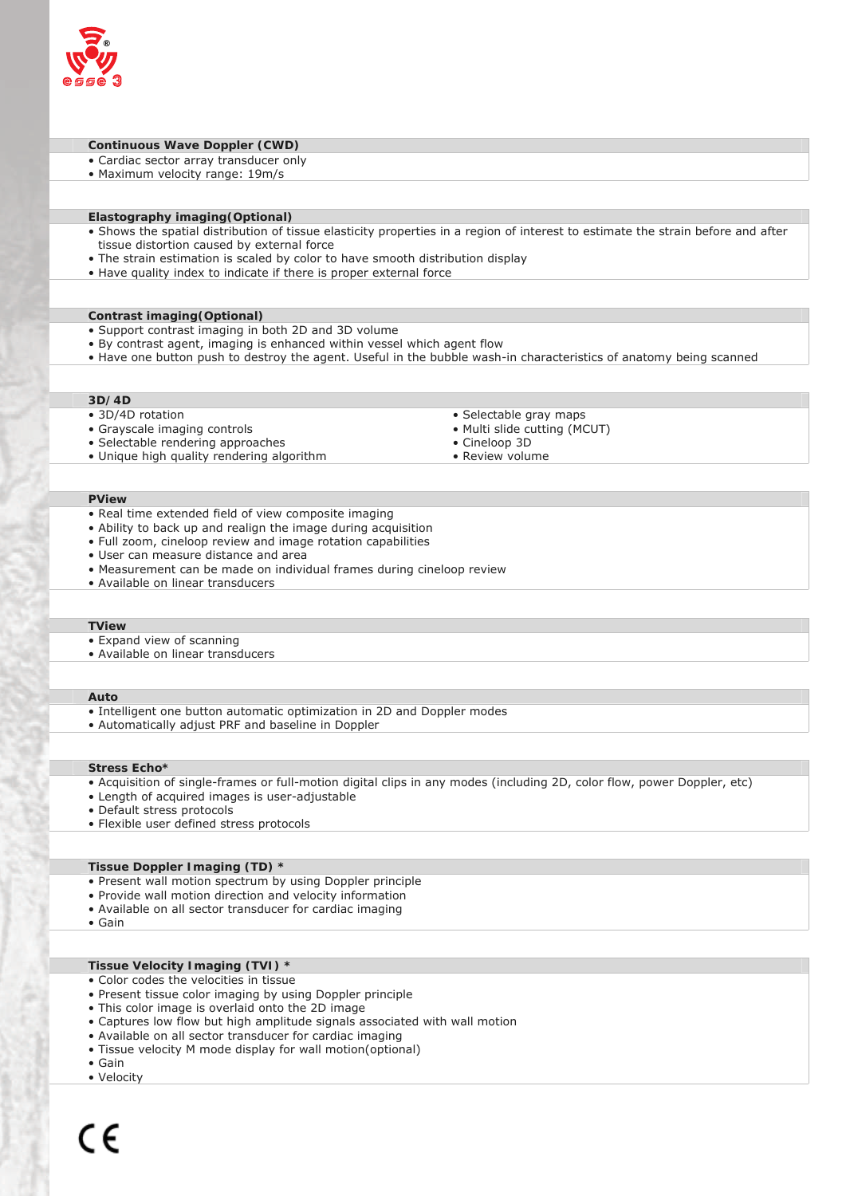### Continuous Wave Doppler (CWD)

- Cardiac sector array transducer only
- Maximum velocity range: 19m/s

### Elastography imaging(Optional)

- Shows the spatial distribution of tissue elasticity properties in a region of interest to estimate the strain before and after tissue distortion caused by external force
- The strain estimation is scaled by color to have smooth distribution display
- Have quality index to indicate if there is proper external force

### Contrast imaging(Optional)

- Support contrast imaging in both 2D and 3D volume
- By contrast agent, imaging is enhanced within vessel which agent flow
- Have one button push to destroy the agent. Useful in the bubble wash-in characteristics of anatomy being scanned

### 3D/4D

- 3D/4D rotation
- Grayscale imaging controls
- Selectable rendering approaches
- Unique high quality rendering algorithm
- Selectable gray maps
- Multi slide cutting (MCUT)
- Cineloop 3D
- Review volume

### PView

- Real time extended field of view composite imaging
- Ability to back up and realign the image during acquisition
- Full zoom, cineloop review and image rotation capabilities
- User can measure distance and area
- Measurement can be made on individual frames during cineloop review
- Available on linear transducers

### TView

- Expand view of scanning
- Available on linear transducers

### Auto

- Intelligent one button automatic optimization in 2D and Doppler modes
- Automatically adjust PRF and baseline in Doppler

### Stress Echo*

- Acquisition of single-frames or full-motion digital clips in any modes (including 2D, color flow, power Doppler, etc)
- Length of acquired images is user-adjustable
- Default stress protocols
- Flexible user defined stress protocols

### Tissue Doppler Imaging (TD) *

- Present wall motion spectrum by using Doppler principle
- Provide wall motion direction and velocity information
- Available on all sector transducer for cardiac imaging
- Gain

### Tissue Velocity Imaging (TVI) *

- Color codes the velocities in tissue
- Present tissue color imaging by using Doppler principle
- This color image is overlaid onto the 2D image
- Captures low flow but high amplitude signals associated with wall motion
- Available on all sector transducer for cardiac imaging
- Tissue velocity M mode display for wall motion(optional)
- Gain
- Velocity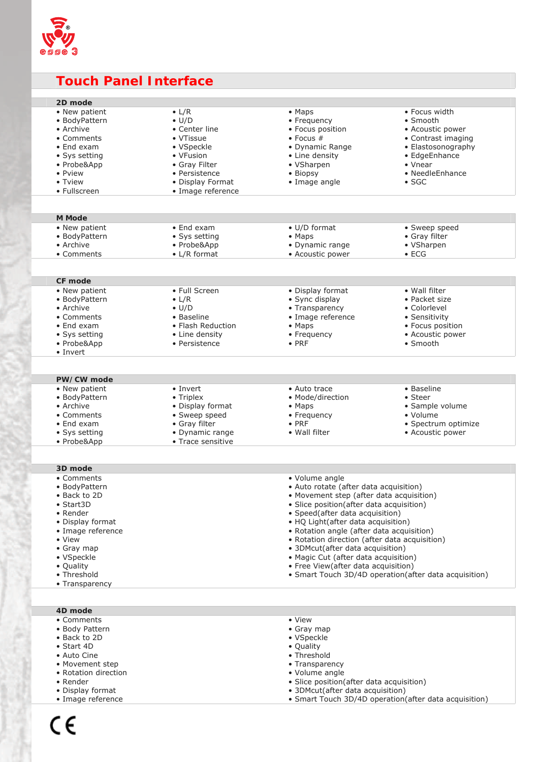# Touch Panel Interface

## 2D mode

- New patient
- BodyPattern
- Archive
- Comments
- End exam
- Sys setting
- Probe&App
- Pview
- Tview
- Fullscreen
- L/R
- U/D
- Center line
- VTissue
- VSpeckle
- VFusion
- Gray Filter
- Persistence
- Display Format
- Image reference
- Maps
- Frequency
- Focus position
- Focus #
- Dynamic Range
- Line density
- VSharpen
- Biopsy
- Image angle
- Focus width
- Smooth
- Acoustic power
- Contrast imaging
- Elastosonography
- EdgeEnhance
- Vnear
- NeedleEnhance
- SGC

## M Mode

- New patient
- BodyPattern
- Archive
- Comments
- End exam
- Sys setting
- Probe&App
- L/R format
- U/D format
- Maps
- Dynamic range
- Acoustic power
- Sweep speed
- Gray filter
- VSharpen
- ECG

## CF mode

- New patient
- BodyPattern
- Archive
- Comments
- End exam
- Sys setting
- Probe&App
- Invert
- Full Screen
- L/R
- U/D
- Baseline
- Flash Reduction
- Line density
- Persistence
- Display format
- Sync display
- Transparency
- Image reference
- Maps
- Frequency
- PRF
- Wall filter
- Packet size
- Colorlevel
- Sensitivity
- Focus position
- Acoustic power
- Smooth

## PW/ CW mode

- New patient
- BodyPattern
- Archive
- Comments
- End exam
- Sys setting
- Probe&App
- Invert
- Triplex
- Display format
- Sweep speed
- Gray filter
- Dynamic range
- Trace sensitive
- Auto trace
- Mode/direction
- Maps
- Frequency
- PRF
- Wall filter
- Baseline
- Steer
- Sample volume
- Volume
- Spectrum optimize
- Acoustic power

## 3D mode

- Comments
- BodyPattern
- Back to 2D
- Start3D
- Render
- Display format
- Image reference
- View
- Gray map
- VSpeckle
- Quality
- Threshold
- Transparency
- Volume angle
- Auto rotate (after data acquisition)
- Movement step (after data acquisition)
- Slice position(after data acquisition)
- Speed(after data acquisition)
- HQ Light(after data acquisition)
- Rotation angle (after data acquisition)
- Rotation direction (after data acquisition)
- 3DMcut(after data acquisition)
- Magic Cut (after data acquisition)
- Free View(after data acquisition)
- Smart Touch 3D/4D operation(after data acquisition)

## 4D mode

- Comments
- Body Pattern
- Back to 2D
- Start 4D
- Auto Cine
- Movement step
- Rotation direction
- Render
- Display format
- Image reference
- View
- Gray map
- VSpeckle
- Quality
- Threshold
- Transparency
- Volume angle
- Slice position(after data acquisition)
- 3DMcut(after data acquisition)
- Smart Touch 3D/4D operation(after data acquisition)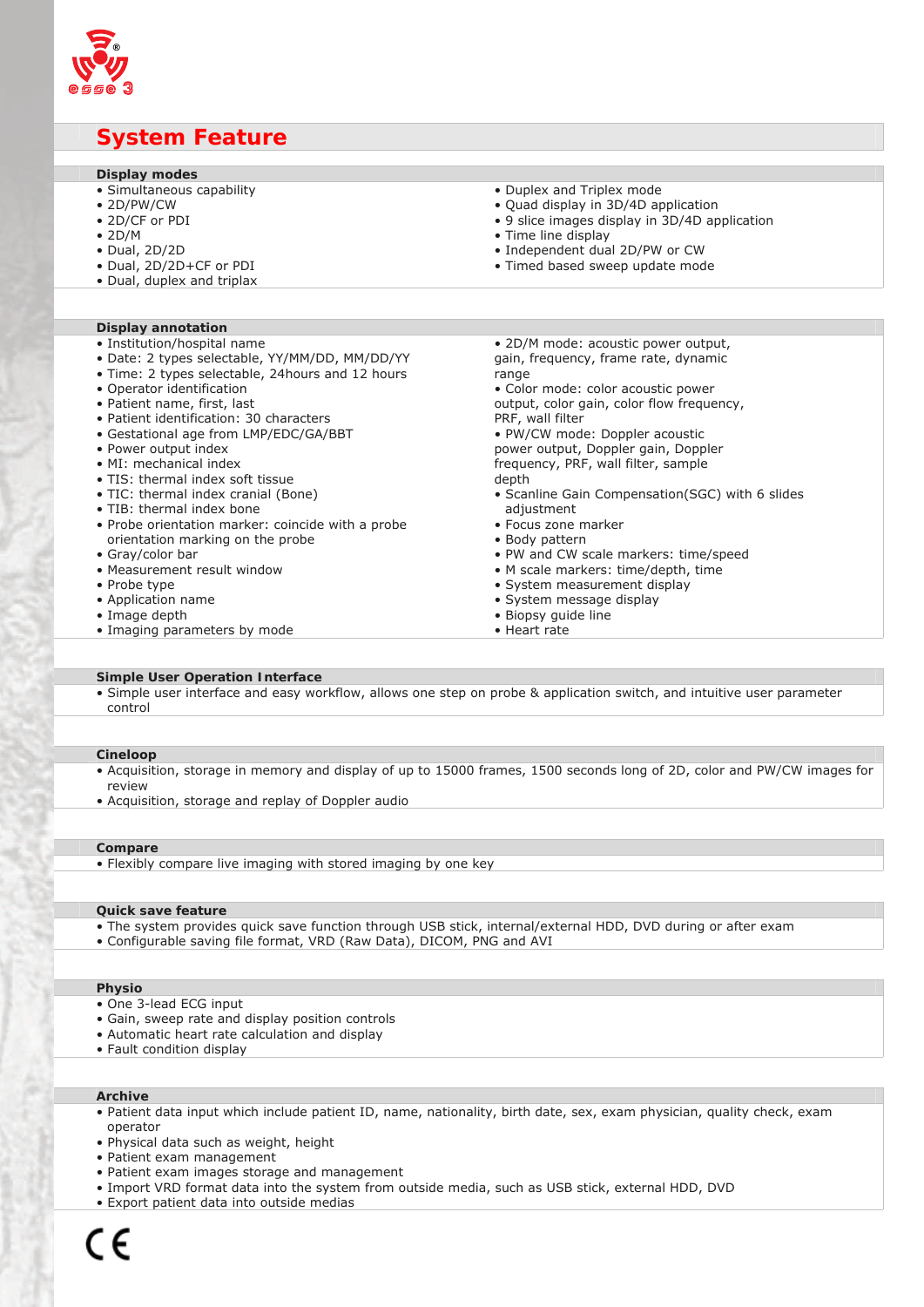# System Feature

## Display modes

- Simultaneous capability
- 2D/PW/CW
- 2D/CF or PDI
- 2D/M
- Dual, 2D/2D
- Dual, 2D/2D+CF or PDI
- Dual, duplex and triplax
- Duplex and Triplex mode
- Quad display in 3D/4D application
- 9 slice images display in 3D/4D application
- Time line display
- Independent dual 2D/PW or CW
- Timed based sweep update mode

## Display annotation

- Institution/hospital name
- Date: 2 types selectable, YY/MM/DD, MM/DD/YY
- Time: 2 types selectable, 24hours and 12 hours
- Operator identification
- Patient name, first, last
- Patient identification: 30 characters
- Gestational age from LMP/EDC/GA/BBT
- Power output index
- MI: mechanical index
- TIS: thermal index soft tissue
- TIC: thermal index cranial (Bone)
- TIB: thermal index bone
- Probe orientation marker: coincide with a probe orientation marking on the probe
- Gray/color bar
- Measurement result window
- Probe type
- Application name
- Image depth
- Imaging parameters by mode
- 2D/M mode: acoustic power output, gain, frequency, frame rate, dynamic range
- Color mode: color acoustic power output, color gain, color flow frequency, PRF, wall filter
- PW/CW mode: Doppler acoustic power output, Doppler gain, Doppler frequency, PRF, wall filter, sample depth
- Scanline Gain Compensation(SGC) with 6 slides adjustment
- Focus zone marker
- Body pattern
- PW and CW scale markers: time/speed
- M scale markers: time/depth, time
- System measurement display
- System message display
- Biopsy guide line
- Heart rate

## Simple User Operation Interface

- Simple user interface and easy workflow, allows one step on probe & application switch, and intuitive user parameter control

## Cineloop

- Acquisition, storage in memory and display of up to 15000 frames, 1500 seconds long of 2D, color and PW/CW images for review
- Acquisition, storage and replay of Doppler audio

## Compare

- Flexibly compare live imaging with stored imaging by one key

## Quick save feature

- The system provides quick save function through USB stick, internal/external HDD, DVD during or after exam
- Configurable saving file format, VRD (Raw Data), DICOM, PNG and AVI

## Physio

- One 3-lead ECG input
- Gain, sweep rate and display position controls
- Automatic heart rate calculation and display
- Fault condition display

## Archive

- Patient data input which include patient ID, name, nationality, birth date, sex, exam physician, quality check, exam operator
- Physical data such as weight, height
- Patient exam management
- Patient exam images storage and management
- Import VRD format data into the system from outside media, such as USB stick, external HDD, DVD
- Export patient data into outside medias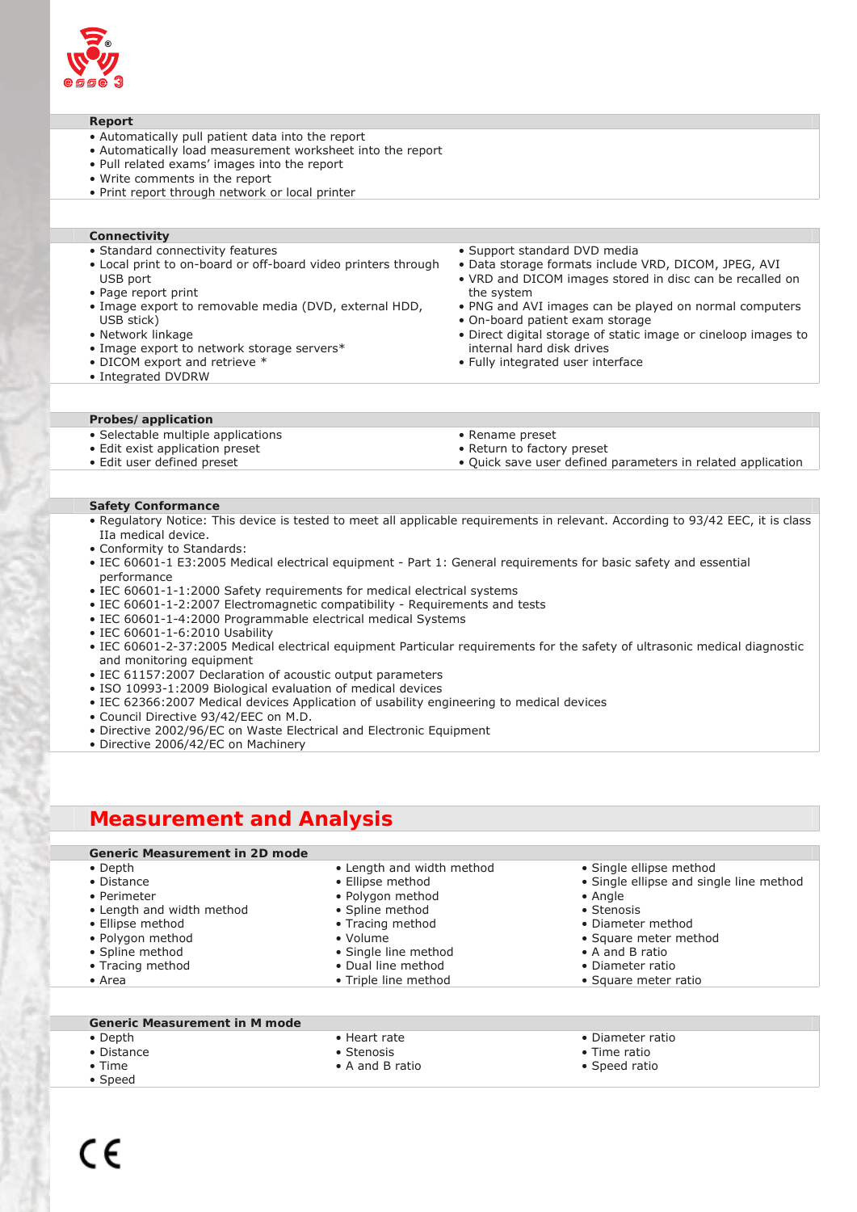### Report

- Automatically pull patient data into the report
- Automatically load measurement worksheet into the report
- Pull related exams' images into the report
- Write comments in the report
- Print report through network or local printer

### Connectivity

- Standard connectivity features
- Local print to on-board or off-board video printers through USB port
- Page report print
- Image export to removable media (DVD, external HDD, USB stick)
- Network linkage
- Image export to network storage servers*
- DICOM export and retrieve *
- Integrated DVDRW
- Support standard DVD media
- Data storage formats include VRD, DICOM, JPEG, AVI
- VRD and DICOM images stored in disc can be recalled on the system
- PNG and AVI images can be played on normal computers
- On-board patient exam storage
- Direct digital storage of static image or cineloop images to internal hard disk drives
- Fully integrated user interface

### Probes/ application

- Selectable multiple applications
- Edit exist application preset
- Edit user defined preset
- Rename preset
- Return to factory preset
- Quick save user defined parameters in related application

### Safety Conformance

- Regulatory Notice: This device is tested to meet all applicable requirements in relevant. According to 93/42 EEC, it is class IIa medical device.
- Conformity to Standards:
- IEC 60601-1 E3:2005 Medical electrical equipment - Part 1: General requirements for basic safety and essential performance
- IEC 60601-1-1:2000 Safety requirements for medical electrical systems
- IEC 60601-1-2:2007 Electromagnetic compatibility - Requirements and tests
- IEC 60601-1-4:2000 Programmable electrical medical Systems
- IEC 60601-1-6:2010 Usability
- IEC 60601-2-37:2005 Medical electrical equipment Particular requirements for the safety of ultrasonic medical diagnostic and monitoring equipment
- IEC 61157:2007 Declaration of acoustic output parameters
- ISO 10993-1:2009 Biological evaluation of medical devices
- IEC 62366:2007 Medical devices Application of usability engineering to medical devices
- Council Directive 93/42/EEC on M.D.
- Directive 2002/96/EC on Waste Electrical and Electronic Equipment
- Directive 2006/42/EC on Machinery

## Measurement and Analysis

### Generic Measurement in 2D mode

- Depth
- Distance
- Perimeter
- Length and width method
- Ellipse method
- Polygon method
- Spline method
- Tracing method
- Area
- Length and width method
- Ellipse method
- Polygon method
- Spline method
- Tracing method
- Volume
- Single line method
- Dual line method
- Triple line method
- Single ellipse method
- Single ellipse and single line method
- Angle
- Stenosis
- Diameter method
- Square meter method
- A and B ratio
- Diameter ratio
- Square meter ratio

### Generic Measurement in M mode

- Depth
- Distance
- Time
- Speed
- Heart rate
- Stenosis
- A and B ratio
- Diameter ratio
- Time ratio
- Speed ratio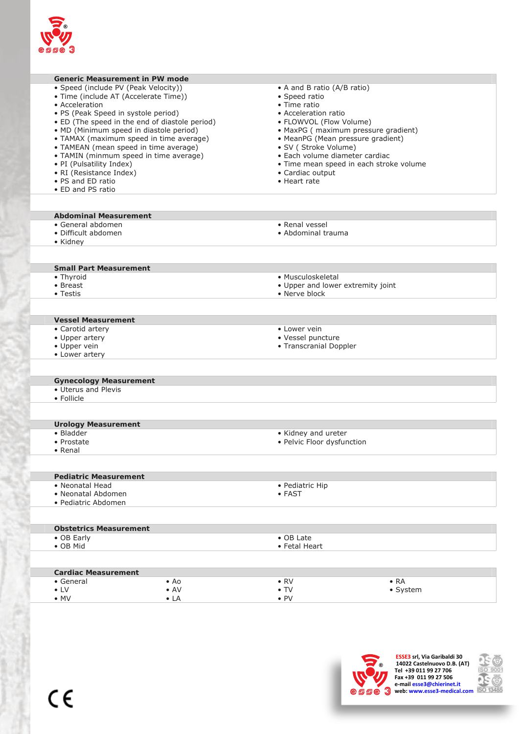## Generic Measurement in PW mode

- Speed (include PV (Peak Velocity))
- Time (include AT (Accelerate Time))
- Acceleration
- PS (Peak Speed in systole period)
- ED (The speed in the end of diastole period)
- MD (Minimum speed in diastole period)
- TAMAX (maximum speed in time average)
- TAMEAN (mean speed in time average)
- TAMIN (minmum speed in time average)
- PI (Pulsatility Index)
- RI (Resistance Index)
- PS and ED ratio
- ED and PS ratio
- A and B ratio (A/B ratio)
- Speed ratio
- Time ratio
- Acceleration ratio
- FLOWVOL (Flow Volume)
- MaxPG ( maximum pressure gradient)
- MeanPG (Mean pressure gradient)
- SV ( Stroke Volume)
- Each volume diameter cardiac
- Time mean speed in each stroke volume
- Cardiac output
- Heart rate

## Abdominal Measurement

- General abdomen
- Difficult abdomen
- Kidney
- Renal vessel
- Abdominal trauma

## Small Part Measurement

- Thyroid
- Breast
- Testis
- Musculoskeletal
- Upper and lower extremity joint
- Nerve block

## Vessel Measurement

- Carotid artery
- Upper artery
- Upper vein
- Lower artery
- Lower vein
- Vessel puncture
- Transcranial Doppler

## Gynecology Measurement

- Uterus and Plevis
- Follicle

## Urology Measurement

- Bladder
- Prostate
- Renal
- Kidney and ureter
- Pelvic Floor dysfunction

## Pediatric Measurement

- Neonatal Head
- Neonatal Abdomen
- Pediatric Abdomen
- Pediatric Hip
- FAST

## Obstetrics Measurement

- OB Early
- OB Mid
- OB Late
- Fetal Heart

## Cardiac Measurement

- General
- LV
- MV
- Ao
- AV
- LA
- RV
- TV
- PV
- RA
- System

ESSE3 srl, Via Garibaldi 30
14022 Castelnuovo D.B. (AT)
Tel +39 011 99 27 706
Fax +39 011 99 27 506
e-mail esse3@chierinet.it
web: www.esse3-medical.com

ISO 9001
ISO 13485